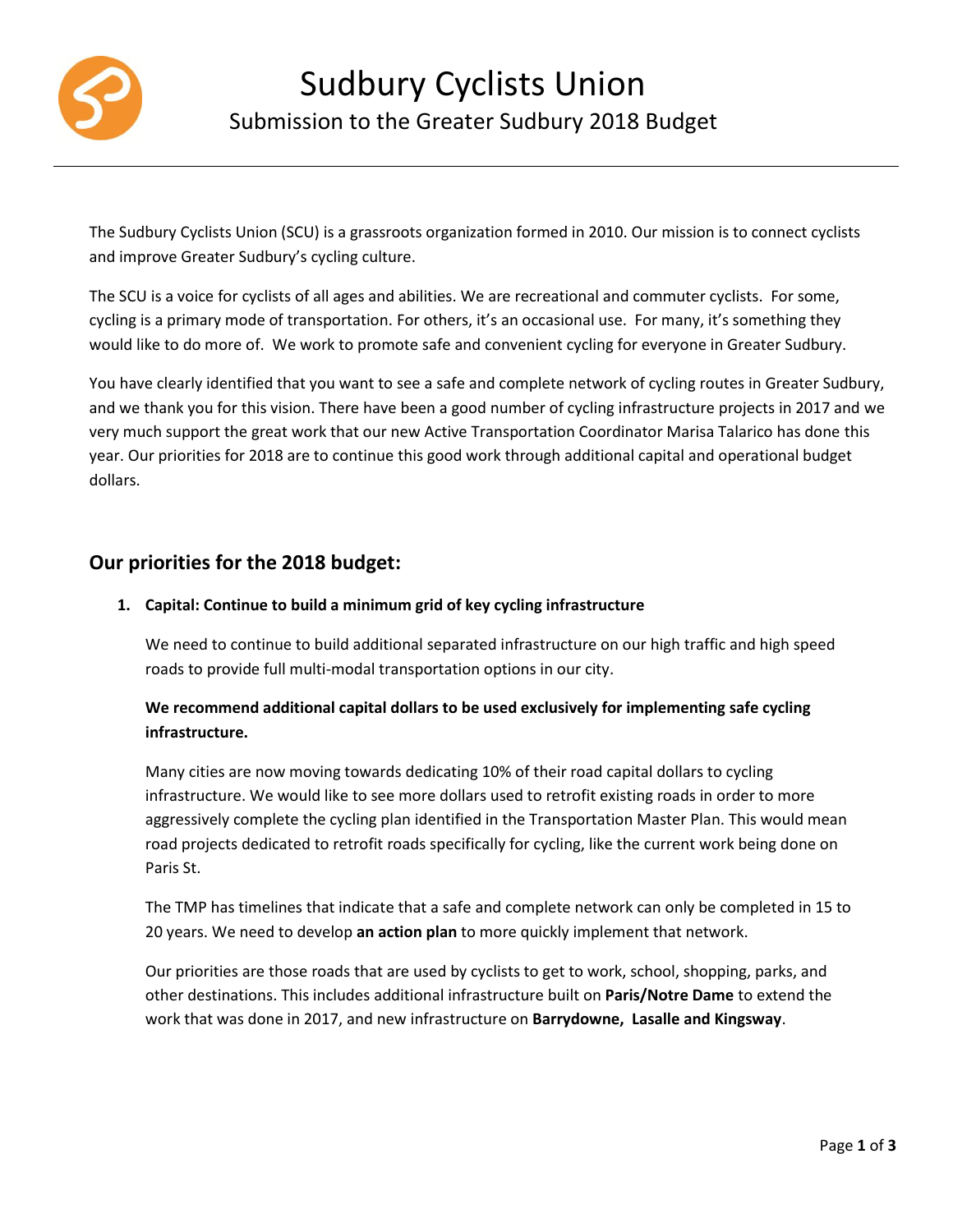# Sudbury Cyclists Union

## Submission to the Greater Sudbury 2018 Budget

The Sudbury Cyclists Union (SCU) is a grassroots organization formed in 2010. Our mission is to connect cyclists and improve Greater Sudbury's cycling culture.

The SCU is a voice for cyclists of all ages and abilities. We are recreational and commuter cyclists. For some, cycling is a primary mode of transportation. For others, it's an occasional use. For many, it's something they would like to do more of. We work to promote safe and convenient cycling for everyone in Greater Sudbury.

You have clearly identified that you want to see a safe and complete network of cycling routes in Greater Sudbury, and we thank you for this vision. There have been a good number of cycling infrastructure projects in 2017 and we very much support the great work that our new Active Transportation Coordinator Marisa Talarico has done this year. Our priorities for 2018 are to continue this good work through additional capital and operational budget dollars.

## Our priorities for the 2018 budget:

1. **Capital: Continue to build a minimum grid of key cycling infrastructure**

   We need to continue to build additional separated infrastructure on our high traffic and high speed roads to provide full multi-modal transportation options in our city.

   **We recommend additional capital dollars to be used exclusively for implementing safe cycling infrastructure.**

   Many cities are now moving towards dedicating 10% of their road capital dollars to cycling infrastructure. We would like to see more dollars used to retrofit existing roads in order to more aggressively complete the cycling plan identified in the Transportation Master Plan. This would mean road projects dedicated to retrofit roads specifically for cycling, like the current work being done on Paris St.

   The TMP has timelines that indicate that a safe and complete network can only be completed in 15 to 20 years. We need to develop **an action plan** to more quickly implement that network.

   Our priorities are those roads that are used by cyclists to get to work, school, shopping, parks, and other destinations. This includes additional infrastructure built on **Paris/Notre Dame** to extend the work that was done in 2017, and new infrastructure on **Barrydowne, Lasalle and Kingsway**.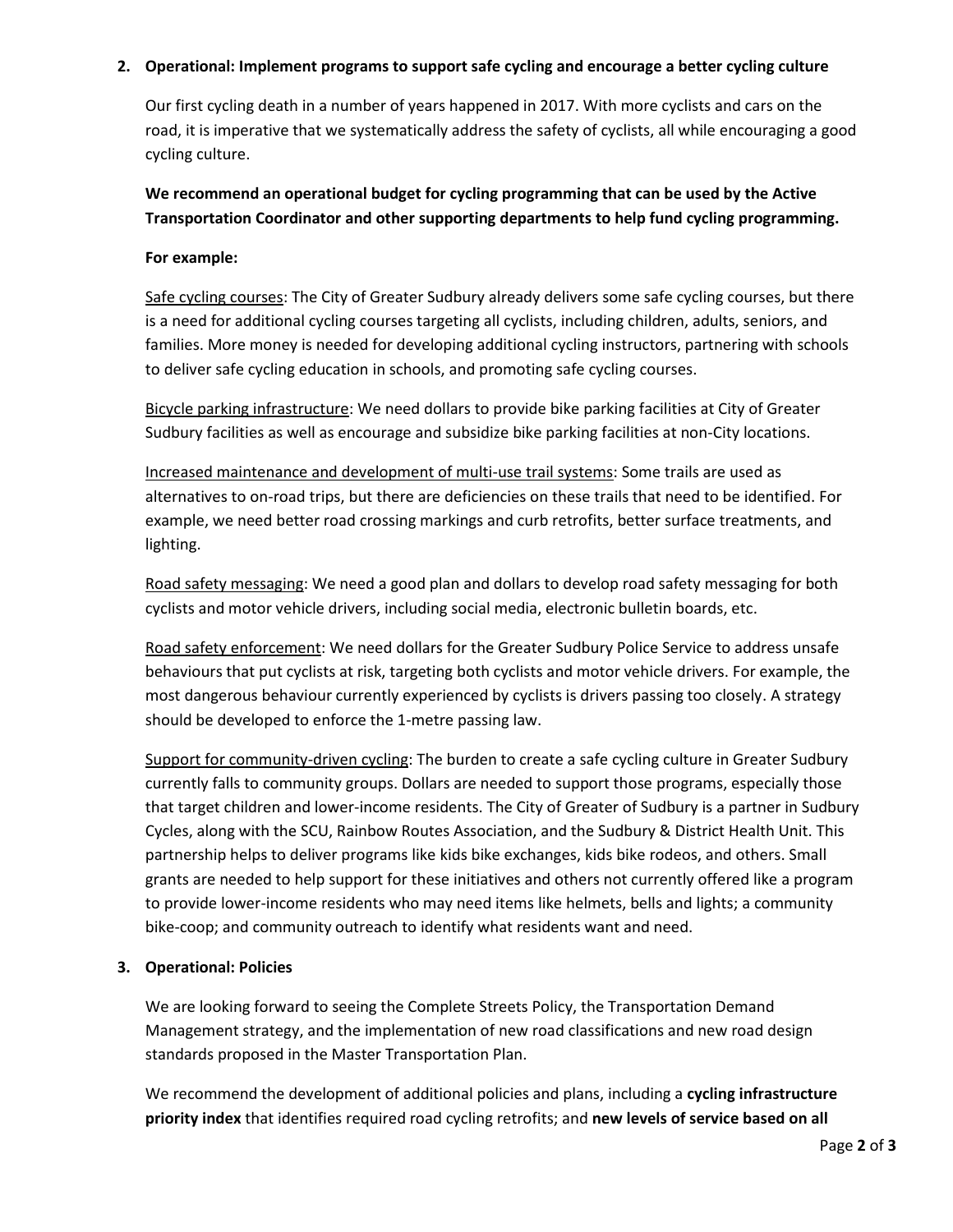## 2. Operational: Implement programs to support safe cycling and encourage a better cycling culture

Our first cycling death in a number of years happened in 2017. With more cyclists and cars on the road, it is imperative that we systematically address the safety of cyclists, all while encouraging a good cycling culture.

**We recommend an operational budget for cycling programming that can be used by the Active Transportation Coordinator and other supporting departments to help fund cycling programming.**

**For example:**

<u>Safe cycling courses</u>: The City of Greater Sudbury already delivers some safe cycling courses, but there is a need for additional cycling courses targeting all cyclists, including children, adults, seniors, and families. More money is needed for developing additional cycling instructors, partnering with schools to deliver safe cycling education in schools, and promoting safe cycling courses.

<u>Bicycle parking infrastructure</u>: We need dollars to provide bike parking facilities at City of Greater Sudbury facilities as well as encourage and subsidize bike parking facilities at non-City locations.

<u>Increased maintenance and development of multi-use trail systems</u>: Some trails are used as alternatives to on-road trips, but there are deficiencies on these trails that need to be identified. For example, we need better road crossing markings and curb retrofits, better surface treatments, and lighting.

<u>Road safety messaging</u>: We need a good plan and dollars to develop road safety messaging for both cyclists and motor vehicle drivers, including social media, electronic bulletin boards, etc.

<u>Road safety enforcement</u>: We need dollars for the Greater Sudbury Police Service to address unsafe behaviours that put cyclists at risk, targeting both cyclists and motor vehicle drivers. For example, the most dangerous behaviour currently experienced by cyclists is drivers passing too closely. A strategy should be developed to enforce the 1-metre passing law.

<u>Support for community-driven cycling</u>: The burden to create a safe cycling culture in Greater Sudbury currently falls to community groups. Dollars are needed to support those programs, especially those that target children and lower-income residents. The City of Greater of Sudbury is a partner in Sudbury Cycles, along with the SCU, Rainbow Routes Association, and the Sudbury & District Health Unit. This partnership helps to deliver programs like kids bike exchanges, kids bike rodeos, and others. Small grants are needed to help support for these initiatives and others not currently offered like a program to provide lower-income residents who may need items like helmets, bells and lights; a community bike-coop; and community outreach to identify what residents want and need.

## 3. Operational: Policies

We are looking forward to seeing the Complete Streets Policy, the Transportation Demand Management strategy, and the implementation of new road classifications and new road design standards proposed in the Master Transportation Plan.

We recommend the development of additional policies and plans, including a **cycling infrastructure priority index** that identifies required road cycling retrofits; and **new levels of service based on all**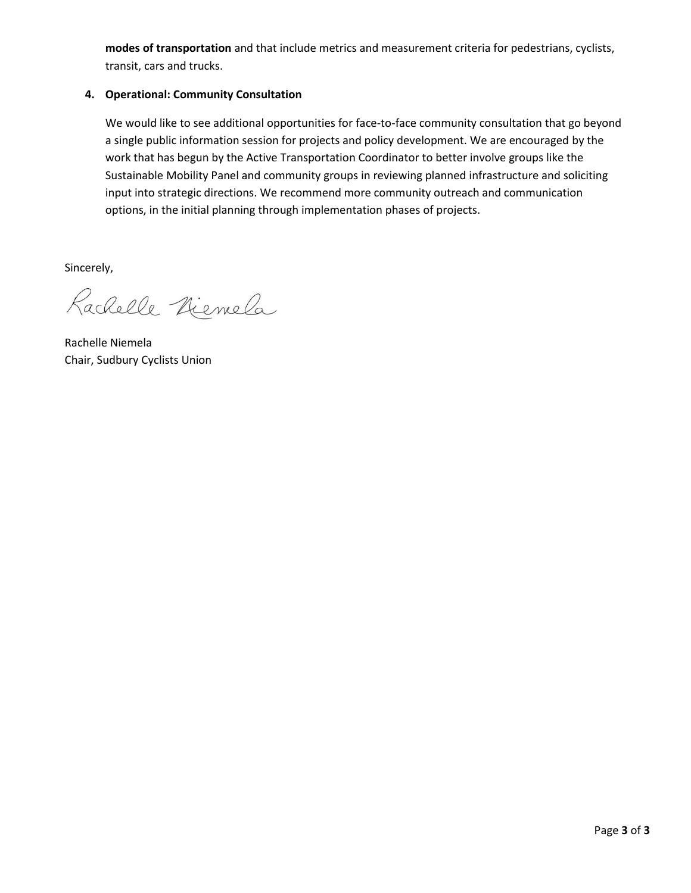**modes of transportation** and that include metrics and measurement criteria for pedestrians, cyclists, transit, cars and trucks.

4. **Operational: Community Consultation**

   We would like to see additional opportunities for face-to-face community consultation that go beyond a single public information session for projects and policy development. We are encouraged by the work that has begun by the Active Transportation Coordinator to better involve groups like the Sustainable Mobility Panel and community groups in reviewing planned infrastructure and soliciting input into strategic directions. We recommend more community outreach and communication options, in the initial planning through implementation phases of projects.

Sincerely,

Rachelle Niemela

Rachelle Niemela
Chair, Sudbury Cyclists Union